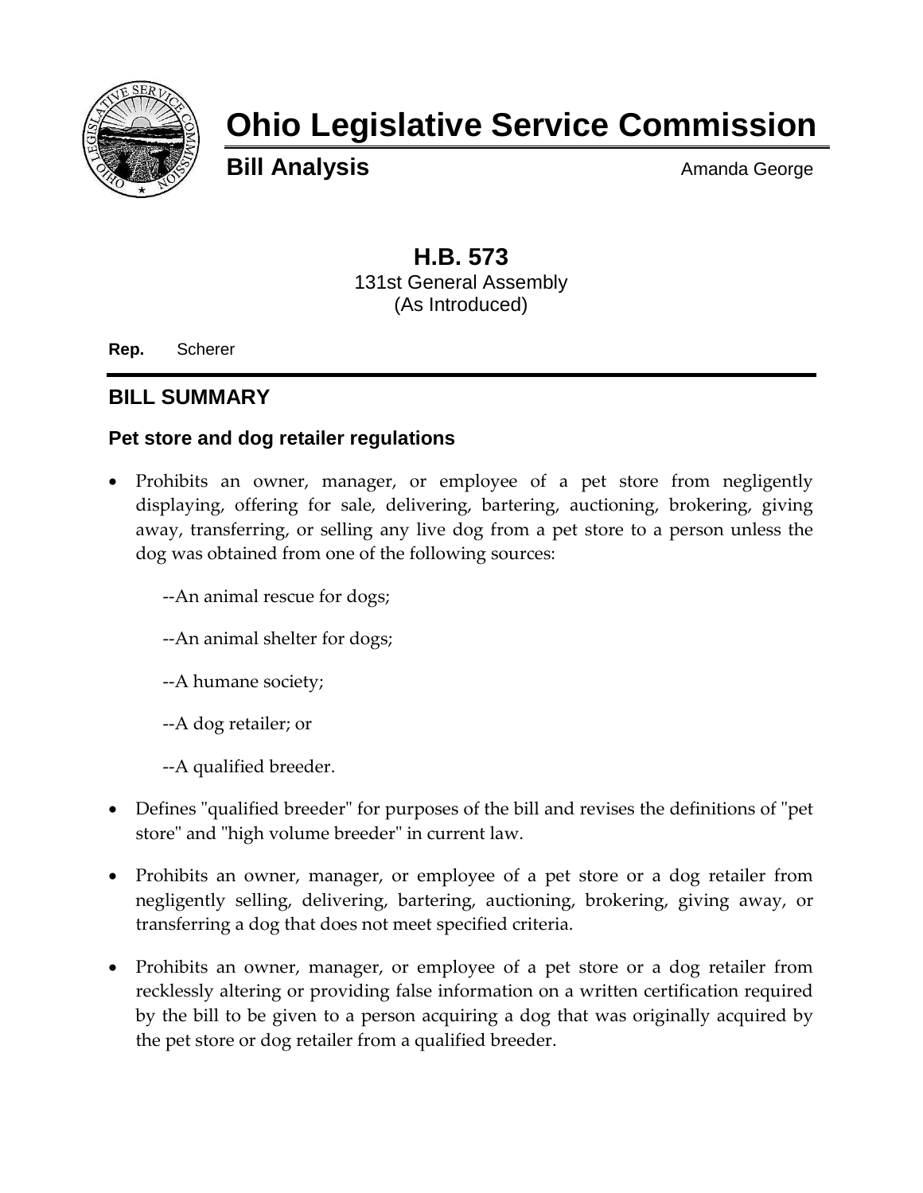# Ohio Legislative Service Commission

**Bill Analysis** Amanda George

## H.B. 573

131st General Assembly
(As Introduced)

**Rep.** Scherer

## BILL SUMMARY

### Pet store and dog retailer regulations

- Prohibits an owner, manager, or employee of a pet store from negligently displaying, offering for sale, delivering, bartering, auctioning, brokering, giving away, transferring, or selling any live dog from a pet store to a person unless the dog was obtained from one of the following sources:

  --An animal rescue for dogs;

  --An animal shelter for dogs;

  --A humane society;

  --A dog retailer; or

  --A qualified breeder.

- Defines "qualified breeder" for purposes of the bill and revises the definitions of "pet store" and "high volume breeder" in current law.

- Prohibits an owner, manager, or employee of a pet store or a dog retailer from negligently selling, delivering, bartering, auctioning, brokering, giving away, or transferring a dog that does not meet specified criteria.

- Prohibits an owner, manager, or employee of a pet store or a dog retailer from recklessly altering or providing false information on a written certification required by the bill to be given to a person acquiring a dog that was originally acquired by the pet store or dog retailer from a qualified breeder.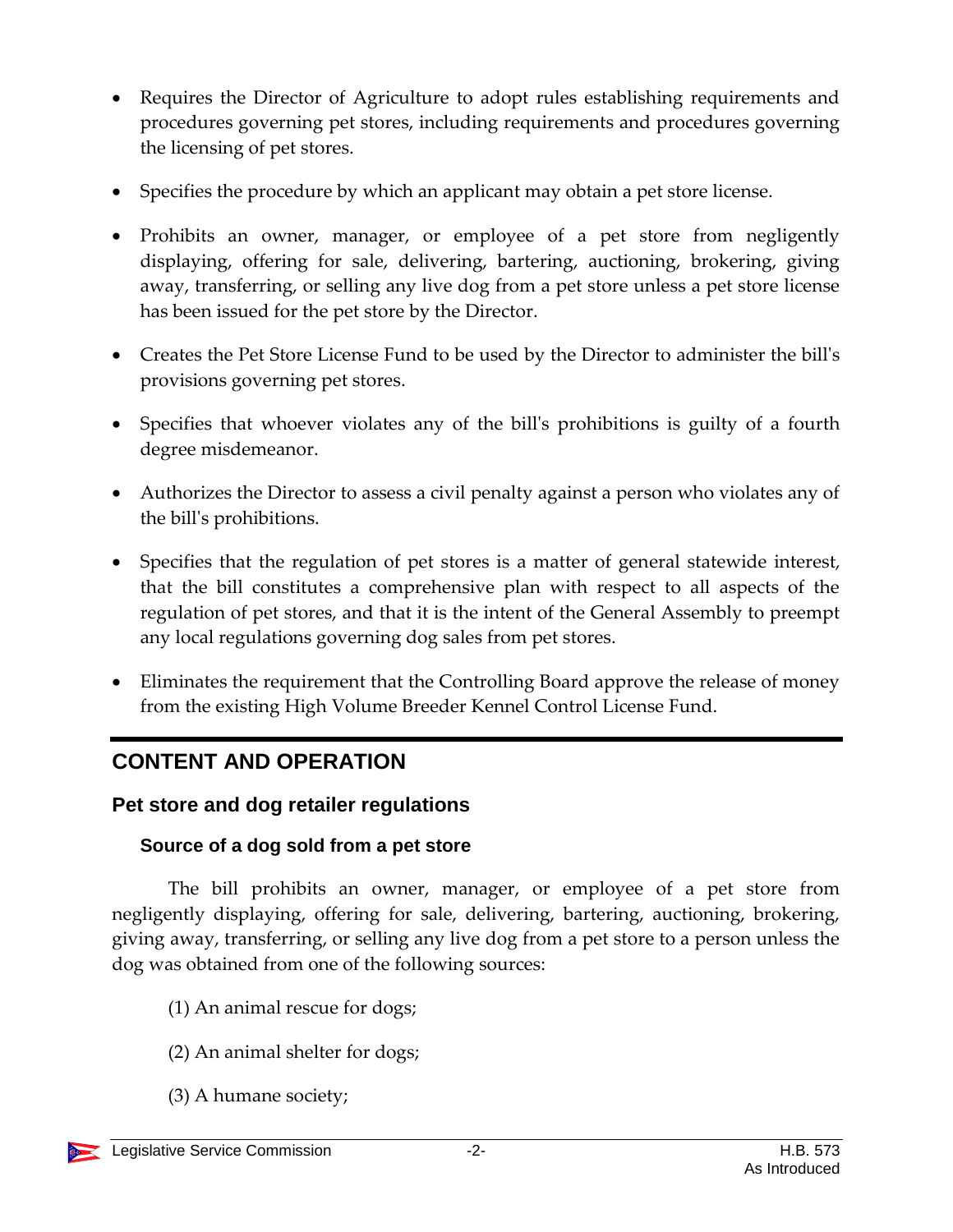- Requires the Director of Agriculture to adopt rules establishing requirements and procedures governing pet stores, including requirements and procedures governing the licensing of pet stores.
- Specifies the procedure by which an applicant may obtain a pet store license.
- Prohibits an owner, manager, or employee of a pet store from negligently displaying, offering for sale, delivering, bartering, auctioning, brokering, giving away, transferring, or selling any live dog from a pet store unless a pet store license has been issued for the pet store by the Director.
- Creates the Pet Store License Fund to be used by the Director to administer the bill's provisions governing pet stores.
- Specifies that whoever violates any of the bill's prohibitions is guilty of a fourth degree misdemeanor.
- Authorizes the Director to assess a civil penalty against a person who violates any of the bill's prohibitions.
- Specifies that the regulation of pet stores is a matter of general statewide interest, that the bill constitutes a comprehensive plan with respect to all aspects of the regulation of pet stores, and that it is the intent of the General Assembly to preempt any local regulations governing dog sales from pet stores.
- Eliminates the requirement that the Controlling Board approve the release of money from the existing High Volume Breeder Kennel Control License Fund.

## CONTENT AND OPERATION

### Pet store and dog retailer regulations

#### Source of a dog sold from a pet store

The bill prohibits an owner, manager, or employee of a pet store from negligently displaying, offering for sale, delivering, bartering, auctioning, brokering, giving away, transferring, or selling any live dog from a pet store to a person unless the dog was obtained from one of the following sources:

(1) An animal rescue for dogs;

(2) An animal shelter for dogs;

(3) A humane society;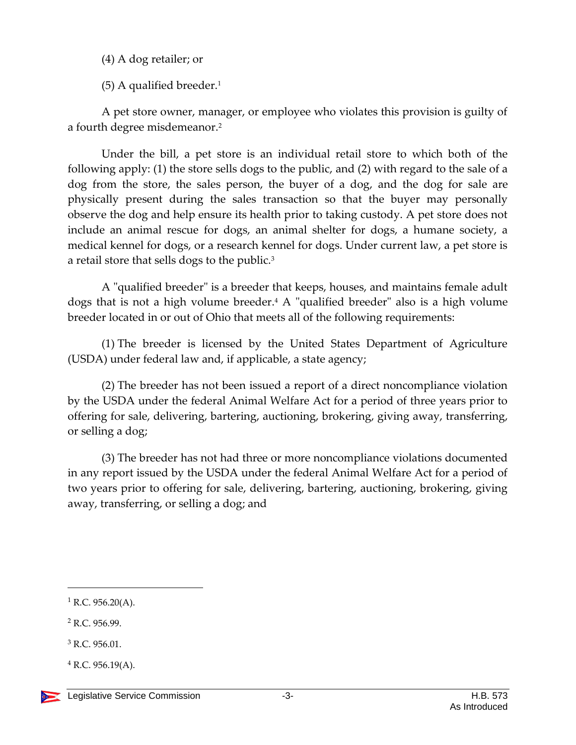(4) A dog retailer; or

(5) A qualified breeder.[1]

A pet store owner, manager, or employee who violates this provision is guilty of a fourth degree misdemeanor.[2]

Under the bill, a pet store is an individual retail store to which both of the following apply: (1) the store sells dogs to the public, and (2) with regard to the sale of a dog from the store, the sales person, the buyer of a dog, and the dog for sale are physically present during the sales transaction so that the buyer may personally observe the dog and help ensure its health prior to taking custody. A pet store does not include an animal rescue for dogs, an animal shelter for dogs, a humane society, a medical kennel for dogs, or a research kennel for dogs. Under current law, a pet store is a retail store that sells dogs to the public.[3]

A "qualified breeder" is a breeder that keeps, houses, and maintains female adult dogs that is not a high volume breeder.[4] A "qualified breeder" also is a high volume breeder located in or out of Ohio that meets all of the following requirements:

(1) The breeder is licensed by the United States Department of Agriculture (USDA) under federal law and, if applicable, a state agency;

(2) The breeder has not been issued a report of a direct noncompliance violation by the USDA under the federal Animal Welfare Act for a period of three years prior to offering for sale, delivering, bartering, auctioning, brokering, giving away, transferring, or selling a dog;

(3) The breeder has not had three or more noncompliance violations documented in any report issued by the USDA under the federal Animal Welfare Act for a period of two years prior to offering for sale, delivering, bartering, auctioning, brokering, giving away, transferring, or selling a dog; and

---

[1] R.C. 956.20(A).

[2] R.C. 956.99.

[3] R.C. 956.01.

[4] R.C. 956.19(A).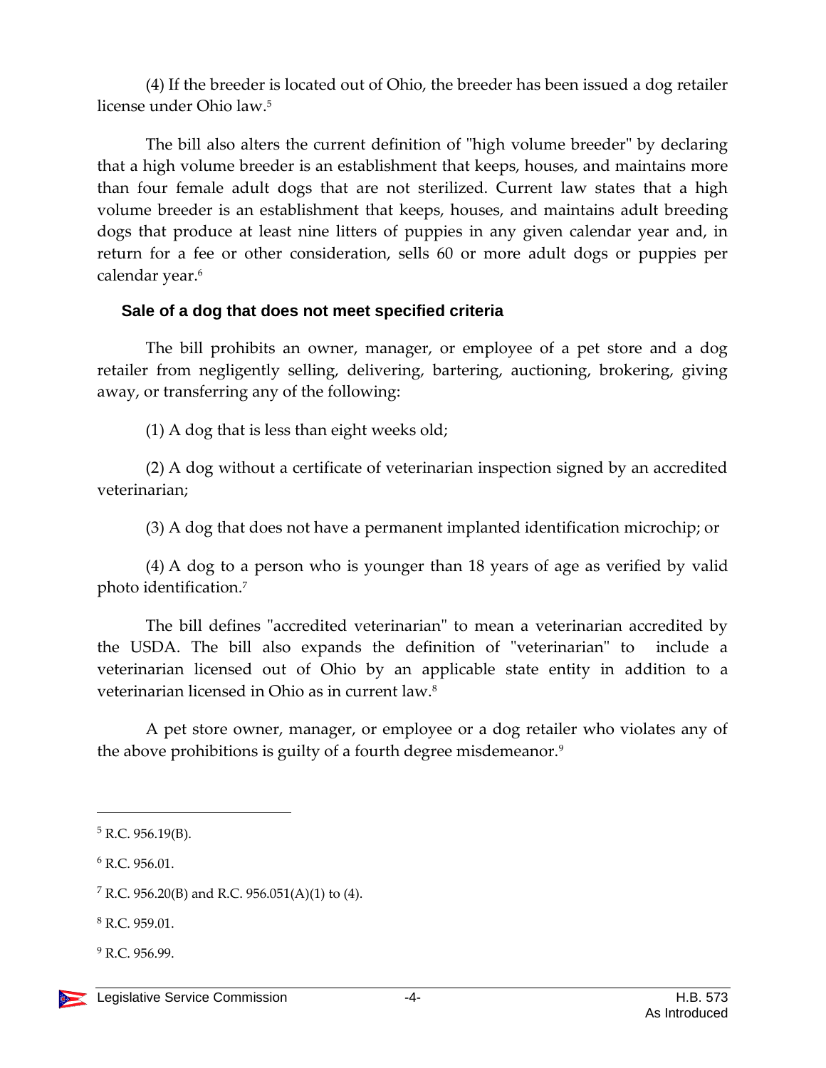(4) If the breeder is located out of Ohio, the breeder has been issued a dog retailer license under Ohio law.[5]

The bill also alters the current definition of "high volume breeder" by declaring that a high volume breeder is an establishment that keeps, houses, and maintains more than four female adult dogs that are not sterilized. Current law states that a high volume breeder is an establishment that keeps, houses, and maintains adult breeding dogs that produce at least nine litters of puppies in any given calendar year and, in return for a fee or other consideration, sells 60 or more adult dogs or puppies per calendar year.[6]

### Sale of a dog that does not meet specified criteria

The bill prohibits an owner, manager, or employee of a pet store and a dog retailer from negligently selling, delivering, bartering, auctioning, brokering, giving away, or transferring any of the following:

(1) A dog that is less than eight weeks old;

(2) A dog without a certificate of veterinarian inspection signed by an accredited veterinarian;

(3) A dog that does not have a permanent implanted identification microchip; or

(4) A dog to a person who is younger than 18 years of age as verified by valid photo identification.[7]

The bill defines "accredited veterinarian" to mean a veterinarian accredited by the USDA. The bill also expands the definition of "veterinarian" to include a veterinarian licensed out of Ohio by an applicable state entity in addition to a veterinarian licensed in Ohio as in current law.[8]

A pet store owner, manager, or employee or a dog retailer who violates any of the above prohibitions is guilty of a fourth degree misdemeanor.[9]

---

[5] R.C. 956.19(B).

[6] R.C. 956.01.

[7] R.C. 956.20(B) and R.C. 956.051(A)(1) to (4).

[8] R.C. 959.01.

[9] R.C. 956.99.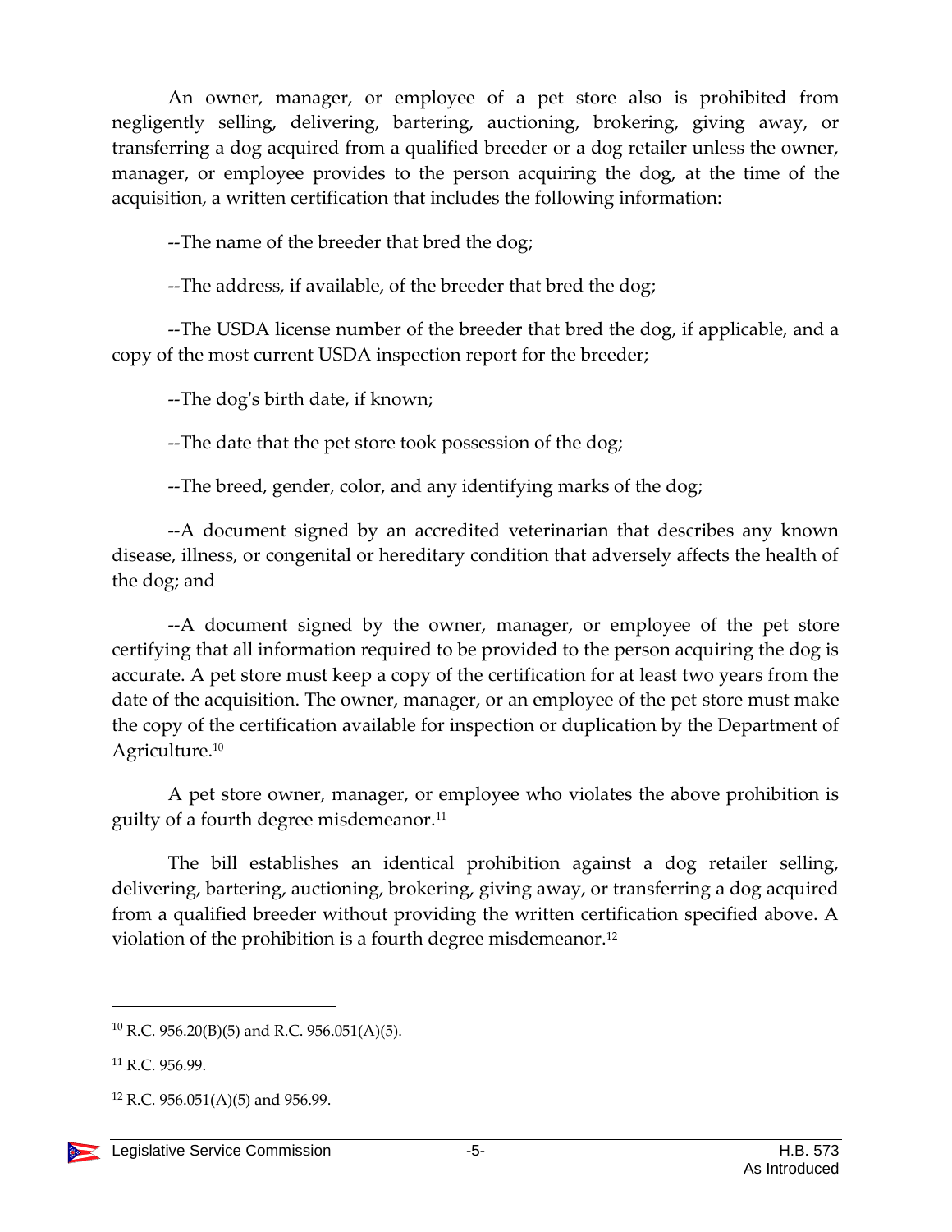An owner, manager, or employee of a pet store also is prohibited from negligently selling, delivering, bartering, auctioning, brokering, giving away, or transferring a dog acquired from a qualified breeder or a dog retailer unless the owner, manager, or employee provides to the person acquiring the dog, at the time of the acquisition, a written certification that includes the following information:

--The name of the breeder that bred the dog;

--The address, if available, of the breeder that bred the dog;

--The USDA license number of the breeder that bred the dog, if applicable, and a copy of the most current USDA inspection report for the breeder;

--The dog's birth date, if known;

--The date that the pet store took possession of the dog;

--The breed, gender, color, and any identifying marks of the dog;

--A document signed by an accredited veterinarian that describes any known disease, illness, or congenital or hereditary condition that adversely affects the health of the dog; and

--A document signed by the owner, manager, or employee of the pet store certifying that all information required to be provided to the person acquiring the dog is accurate. A pet store must keep a copy of the certification for at least two years from the date of the acquisition. The owner, manager, or an employee of the pet store must make the copy of the certification available for inspection or duplication by the Department of Agriculture.[10]

A pet store owner, manager, or employee who violates the above prohibition is guilty of a fourth degree misdemeanor.[11]

The bill establishes an identical prohibition against a dog retailer selling, delivering, bartering, auctioning, brokering, giving away, or transferring a dog acquired from a qualified breeder without providing the written certification specified above. A violation of the prohibition is a fourth degree misdemeanor.[12]

---

[10] R.C. 956.20(B)(5) and R.C. 956.051(A)(5).

[11] R.C. 956.99.

[12] R.C. 956.051(A)(5) and 956.99.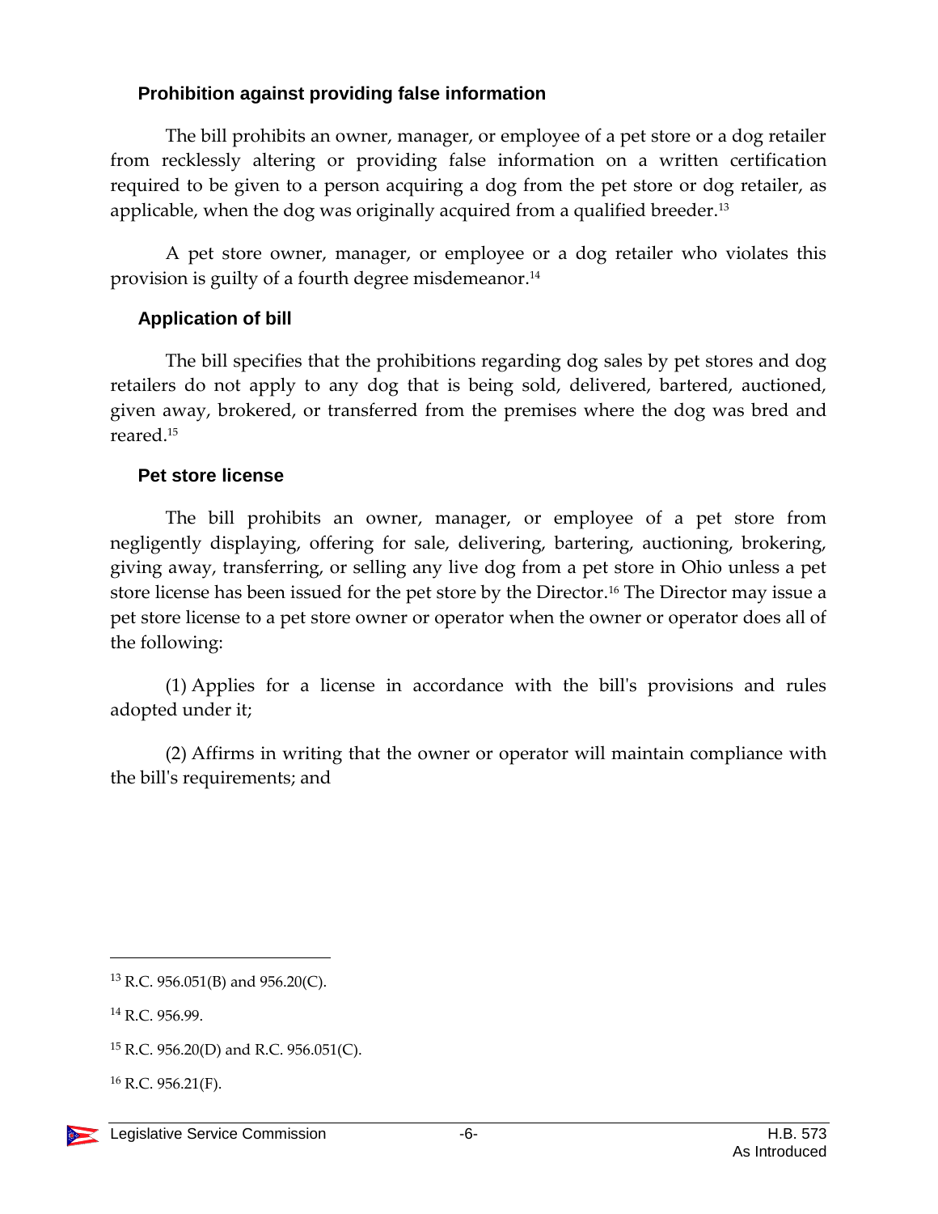### Prohibition against providing false information

The bill prohibits an owner, manager, or employee of a pet store or a dog retailer from recklessly altering or providing false information on a written certification required to be given to a person acquiring a dog from the pet store or dog retailer, as applicable, when the dog was originally acquired from a qualified breeder.[13]

A pet store owner, manager, or employee or a dog retailer who violates this provision is guilty of a fourth degree misdemeanor.[14]

### Application of bill

The bill specifies that the prohibitions regarding dog sales by pet stores and dog retailers do not apply to any dog that is being sold, delivered, bartered, auctioned, given away, brokered, or transferred from the premises where the dog was bred and reared.[15]

### Pet store license

The bill prohibits an owner, manager, or employee of a pet store from negligently displaying, offering for sale, delivering, bartering, auctioning, brokering, giving away, transferring, or selling any live dog from a pet store in Ohio unless a pet store license has been issued for the pet store by the Director.[16] The Director may issue a pet store license to a pet store owner or operator when the owner or operator does all of the following:

(1) Applies for a license in accordance with the bill's provisions and rules adopted under it;

(2) Affirms in writing that the owner or operator will maintain compliance with the bill's requirements; and

---

[13] R.C. 956.051(B) and 956.20(C).

[14] R.C. 956.99.

[15] R.C. 956.20(D) and R.C. 956.051(C).

[16] R.C. 956.21(F).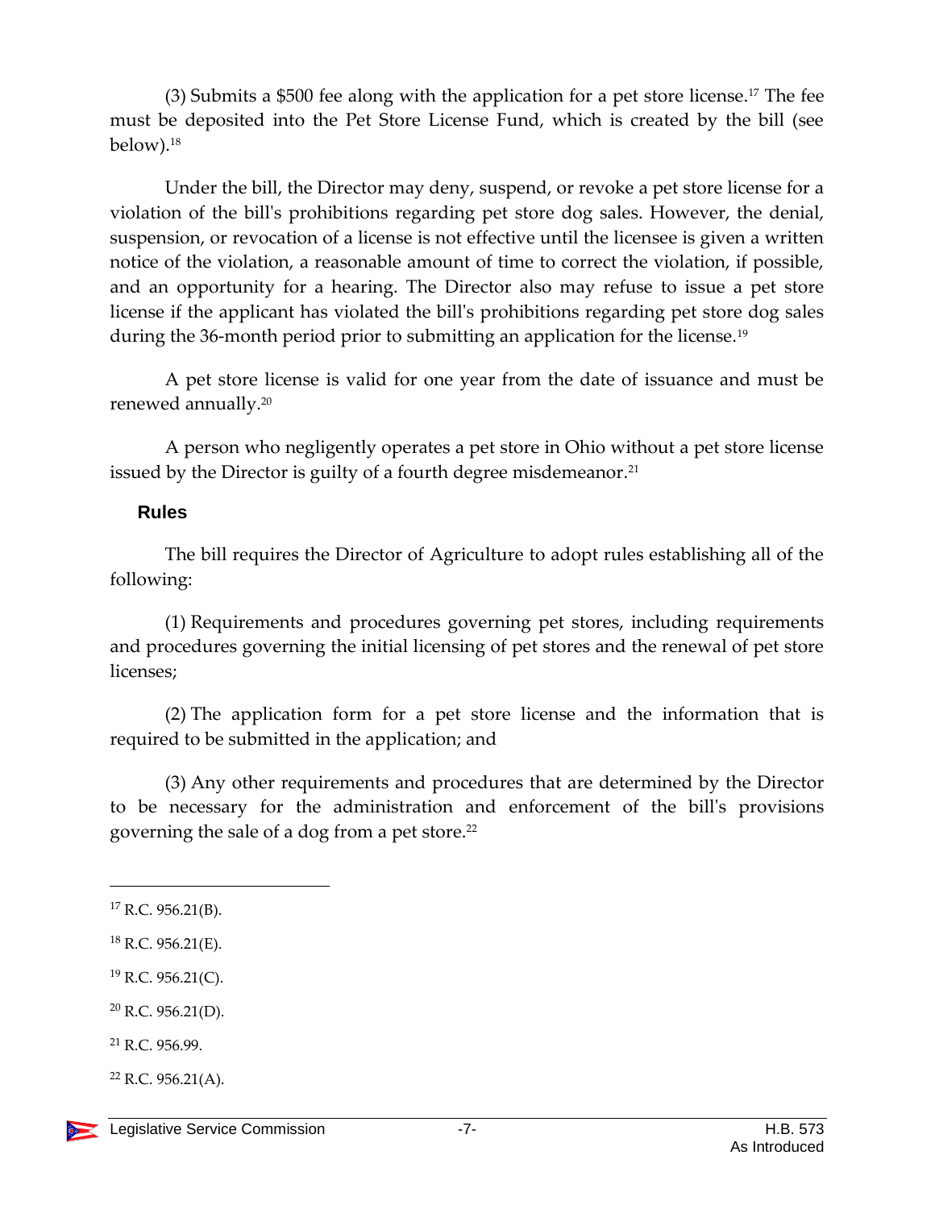(3) Submits a $500 fee along with the application for a pet store license.[17] The fee must be deposited into the Pet Store License Fund, which is created by the bill (see below).[18]

Under the bill, the Director may deny, suspend, or revoke a pet store license for a violation of the bill's prohibitions regarding pet store dog sales. However, the denial, suspension, or revocation of a license is not effective until the licensee is given a written notice of the violation, a reasonable amount of time to correct the violation, if possible, and an opportunity for a hearing. The Director also may refuse to issue a pet store license if the applicant has violated the bill's prohibitions regarding pet store dog sales during the 36-month period prior to submitting an application for the license.[19]

A pet store license is valid for one year from the date of issuance and must be renewed annually.[20]

A person who negligently operates a pet store in Ohio without a pet store license issued by the Director is guilty of a fourth degree misdemeanor.[21]

### Rules

The bill requires the Director of Agriculture to adopt rules establishing all of the following:

(1) Requirements and procedures governing pet stores, including requirements and procedures governing the initial licensing of pet stores and the renewal of pet store licenses;

(2) The application form for a pet store license and the information that is required to be submitted in the application; and

(3) Any other requirements and procedures that are determined by the Director to be necessary for the administration and enforcement of the bill's provisions governing the sale of a dog from a pet store.[22]

---

[17] R.C. 956.21(B).

[18] R.C. 956.21(E).

[19] R.C. 956.21(C).

[20] R.C. 956.21(D).

[21] R.C. 956.99.

[22] R.C. 956.21(A).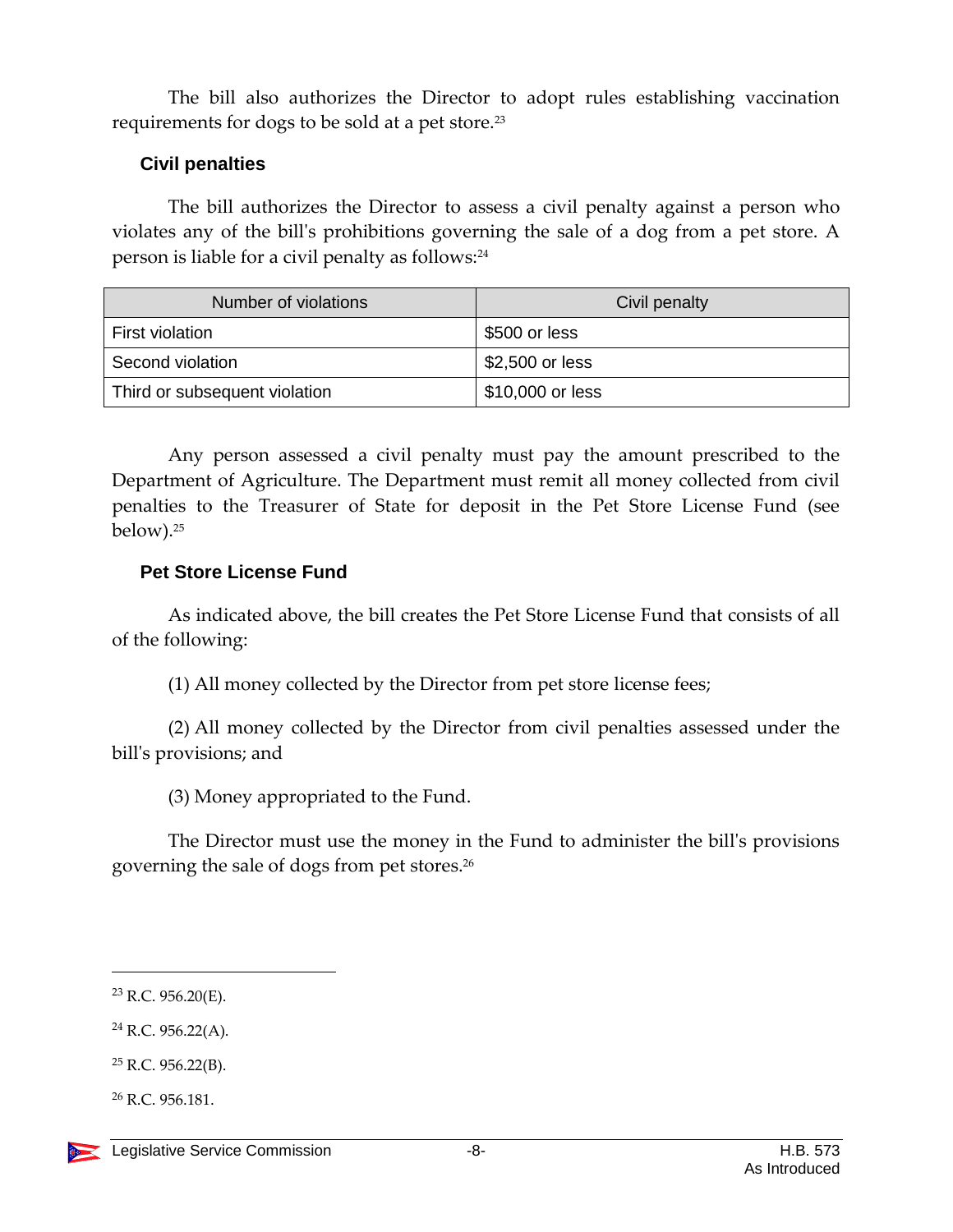The bill also authorizes the Director to adopt rules establishing vaccination requirements for dogs to be sold at a pet store.[23]

### Civil penalties

The bill authorizes the Director to assess a civil penalty against a person who violates any of the bill's prohibitions governing the sale of a dog from a pet store. A person is liable for a civil penalty as follows:[24]

| Number of violations | Civil penalty |
|---|---|
| First violation | $500 or less |
| Second violation | $2,500 or less |
| Third or subsequent violation | $10,000 or less |

Any person assessed a civil penalty must pay the amount prescribed to the Department of Agriculture. The Department must remit all money collected from civil penalties to the Treasurer of State for deposit in the Pet Store License Fund (see below).[25]

### Pet Store License Fund

As indicated above, the bill creates the Pet Store License Fund that consists of all of the following:

(1) All money collected by the Director from pet store license fees;

(2) All money collected by the Director from civil penalties assessed under the bill's provisions; and

(3) Money appropriated to the Fund.

The Director must use the money in the Fund to administer the bill's provisions governing the sale of dogs from pet stores.[26]

---

[23] R.C. 956.20(E).

[24] R.C. 956.22(A).

[25] R.C. 956.22(B).

[26] R.C. 956.181.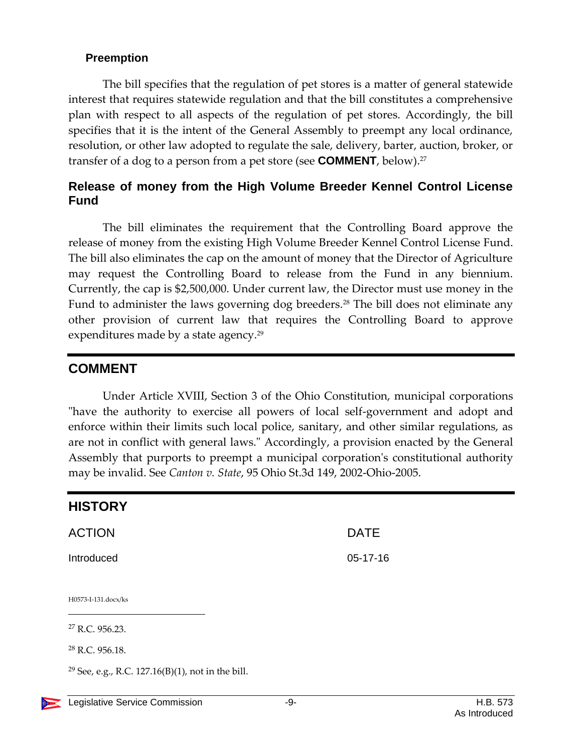### Preemption

The bill specifies that the regulation of pet stores is a matter of general statewide interest that requires statewide regulation and that the bill constitutes a comprehensive plan with respect to all aspects of the regulation of pet stores. Accordingly, the bill specifies that it is the intent of the General Assembly to preempt any local ordinance, resolution, or other law adopted to regulate the sale, delivery, barter, auction, broker, or transfer of a dog to a person from a pet store (see **COMMENT**, below).[27]

## Release of money from the High Volume Breeder Kennel Control License Fund

The bill eliminates the requirement that the Controlling Board approve the release of money from the existing High Volume Breeder Kennel Control License Fund. The bill also eliminates the cap on the amount of money that the Director of Agriculture may request the Controlling Board to release from the Fund in any biennium. Currently, the cap is $2,500,000. Under current law, the Director must use money in the Fund to administer the laws governing dog breeders.[28] The bill does not eliminate any other provision of current law that requires the Controlling Board to approve expenditures made by a state agency.[29]

## COMMENT

Under Article XVIII, Section 3 of the Ohio Constitution, municipal corporations "have the authority to exercise all powers of local self-government and adopt and enforce within their limits such local police, sanitary, and other similar regulations, as are not in conflict with general laws." Accordingly, a provision enacted by the General Assembly that purports to preempt a municipal corporation's constitutional authority may be invalid. See *Canton v. State*, 95 Ohio St.3d 149, 2002-Ohio-2005.

## HISTORY

| ACTION | DATE |
|---|---|
| Introduced | 05-17-16 |

H0573-I-131.docx/ks

---

[27] R.C. 956.23.

[28] R.C. 956.18.

[29] See, e.g., R.C. 127.16(B)(1), not in the bill.